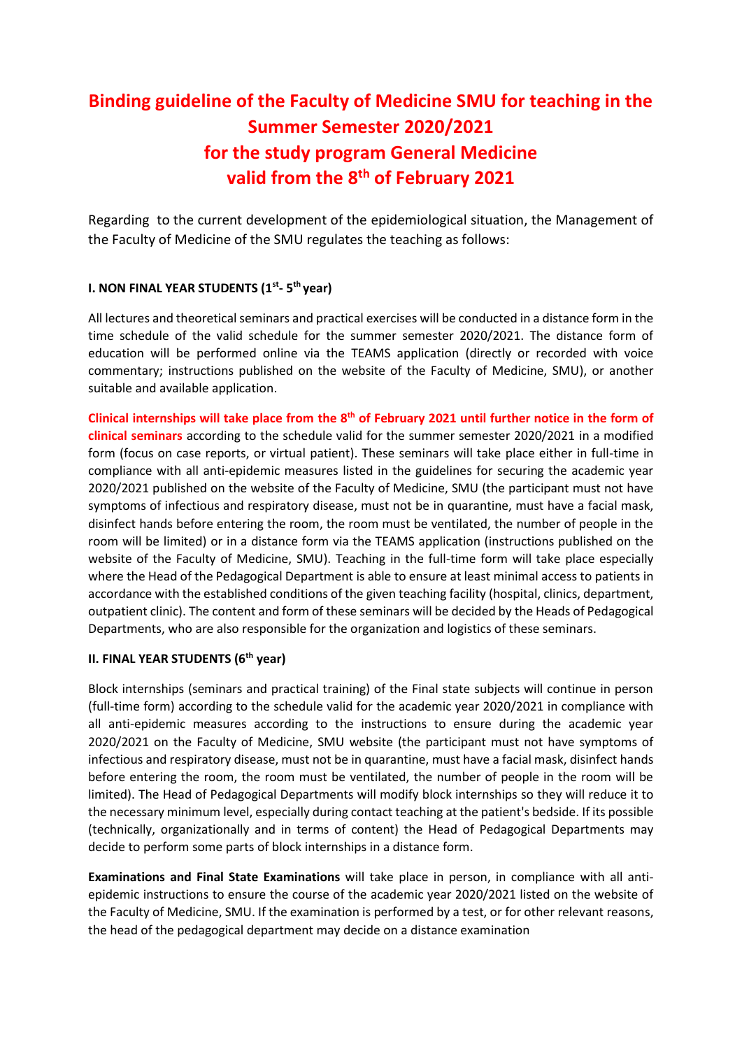# Binding guideline of the Faculty of Medicine SMU for teaching in the Summer Semester 2020/2021 for the study program General Medicine valid from the 8th of February 2021

Regarding to the current development of the epidemiological situation, the Management of the Faculty of Medicine of the SMU regulates the teaching as follows:

### I. NON FINAL YEAR STUDENTS (1st- 5th year)

All lectures and theoretical seminars and practical exercises will be conducted in a distance form in the time schedule of the valid schedule for the summer semester 2020/2021. The distance form of education will be performed online via the TEAMS application (directly or recorded with voice commentary; instructions published on the website of the Faculty of Medicine, SMU), or another suitable and available application.

**Clinical internships will take place from the 8th of February 2021 until further notice in the form of clinical seminars** according to the schedule valid for the summer semester 2020/2021 in a modified form (focus on case reports, or virtual patient). These seminars will take place either in full-time in compliance with all anti-epidemic measures listed in the guidelines for securing the academic year 2020/2021 published on the website of the Faculty of Medicine, SMU (the participant must not have symptoms of infectious and respiratory disease, must not be in quarantine, must have a facial mask, disinfect hands before entering the room, the room must be ventilated, the number of people in the room will be limited) or in a distance form via the TEAMS application (instructions published on the website of the Faculty of Medicine, SMU). Teaching in the full-time form will take place especially where the Head of the Pedagogical Department is able to ensure at least minimal access to patients in accordance with the established conditions of the given teaching facility (hospital, clinics, department, outpatient clinic). The content and form of these seminars will be decided by the Heads of Pedagogical Departments, who are also responsible for the organization and logistics of these seminars.

### II. FINAL YEAR STUDENTS (6th year)

Block internships (seminars and practical training) of the Final state subjects will continue in person (full-time form) according to the schedule valid for the academic year 2020/2021 in compliance with all anti-epidemic measures according to the instructions to ensure during the academic year 2020/2021 on the Faculty of Medicine, SMU website (the participant must not have symptoms of infectious and respiratory disease, must not be in quarantine, must have a facial mask, disinfect hands before entering the room, the room must be ventilated, the number of people in the room will be limited). The Head of Pedagogical Departments will modify block internships so they will reduce it to the necessary minimum level, especially during contact teaching at the patient's bedside. If its possible (technically, organizationally and in terms of content) the Head of Pedagogical Departments may decide to perform some parts of block internships in a distance form.

**Examinations and Final State Examinations** will take place in person, in compliance with all anti-epidemic instructions to ensure the course of the academic year 2020/2021 listed on the website of the Faculty of Medicine, SMU. If the examination is performed by a test, or for other relevant reasons, the head of the pedagogical department may decide on a distance examination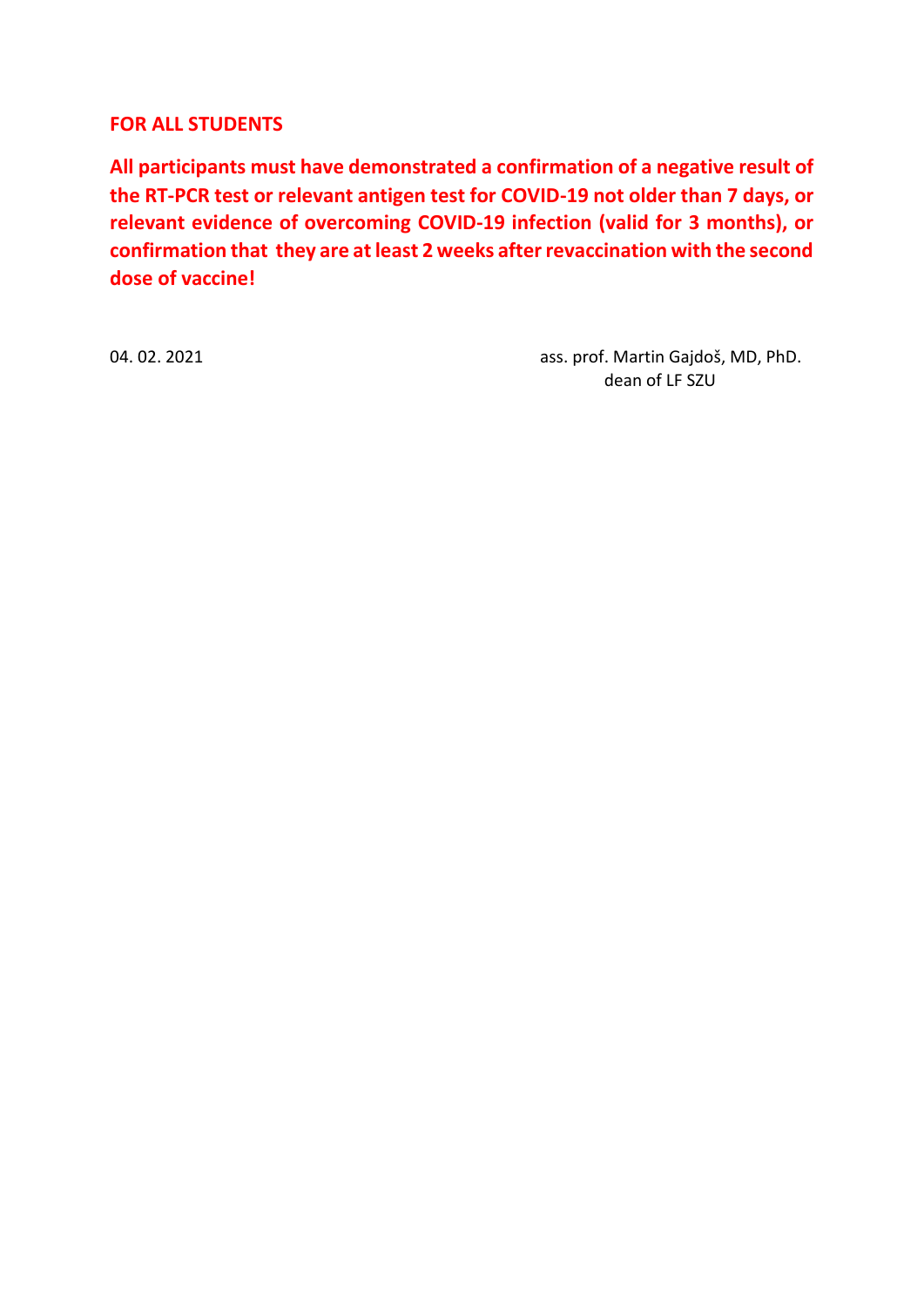**FOR ALL STUDENTS**

**All participants must have demonstrated a confirmation of a negative result of the RT-PCR test or relevant antigen test for COVID-19 not older than 7 days, or relevant evidence of overcoming COVID-19 infection (valid for 3 months), or confirmation that they are at least 2 weeks after revaccination with the second dose of vaccine!**

04. 02. 2021

ass. prof. Martin Gajdoš, MD, PhD.
dean of LF SZU